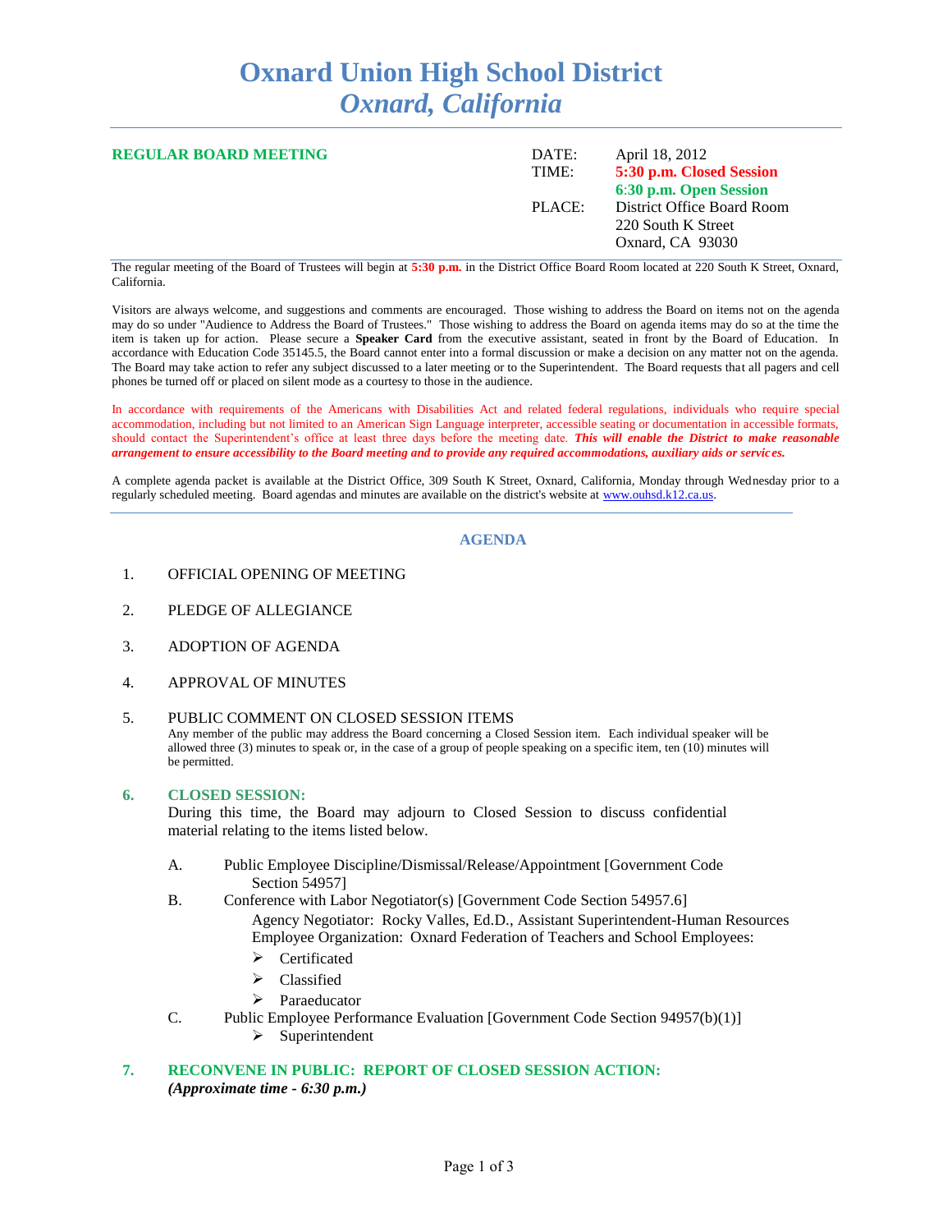# Oxnard Union High School District
## *Oxnard, California*

**REGULAR BOARD MEETING**

| | |
|---|---|
| DATE: | April 18, 2012 |
| TIME: | **5:30 p.m. Closed Session** |
| | **6:30 p.m. Open Session** |
| PLACE: | District Office Board Room |
| | 220 South K Street |
| | Oxnard, CA 93030 |

The regular meeting of the Board of Trustees will begin at **5:30 p.m.** in the District Office Board Room located at 220 South K Street, Oxnard, California.

Visitors are always welcome, and suggestions and comments are encouraged. Those wishing to address the Board on items not on the agenda may do so under "Audience to Address the Board of Trustees." Those wishing to address the Board on agenda items may do so at the time the item is taken up for action. Please secure a **Speaker Card** from the executive assistant, seated in front by the Board of Education. In accordance with Education Code 35145.5, the Board cannot enter into a formal discussion or make a decision on any matter not on the agenda. The Board may take action to refer any subject discussed to a later meeting or to the Superintendent. The Board requests that all pagers and cell phones be turned off or placed on silent mode as a courtesy to those in the audience.

In accordance with requirements of the Americans with Disabilities Act and related federal regulations, individuals who require special accommodation, including but not limited to an American Sign Language interpreter, accessible seating or documentation in accessible formats, should contact the Superintendent's office at least three days before the meeting date. ***This will enable the District to make reasonable arrangement to ensure accessibility to the Board meeting and to provide any required accommodations, auxiliary aids or services.***

A complete agenda packet is available at the District Office, 309 South K Street, Oxnard, California, Monday through Wednesday prior to a regularly scheduled meeting. Board agendas and minutes are available on the district's website at www.ouhsd.k12.ca.us.

## AGENDA

1. OFFICIAL OPENING OF MEETING

2. PLEDGE OF ALLEGIANCE

3. ADOPTION OF AGENDA

4. APPROVAL OF MINUTES

5. PUBLIC COMMENT ON CLOSED SESSION ITEMS
   Any member of the public may address the Board concerning a Closed Session item. Each individual speaker will be allowed three (3) minutes to speak or, in the case of a group of people speaking on a specific item, ten (10) minutes will be permitted.

6. **CLOSED SESSION:**
   During this time, the Board may adjourn to Closed Session to discuss confidential material relating to the items listed below.

   A. Public Employee Discipline/Dismissal/Release/Appointment [Government Code Section 54957]

   B. Conference with Labor Negotiator(s) [Government Code Section 54957.6]
      Agency Negotiator: Rocky Valles, Ed.D., Assistant Superintendent-Human Resources
      Employee Organization: Oxnard Federation of Teachers and School Employees:
      - Certificated
      - Classified
      - Paraeducator

   C. Public Employee Performance Evaluation [Government Code Section 94957(b)(1)]
      - Superintendent

7. **RECONVENE IN PUBLIC: REPORT OF CLOSED SESSION ACTION:**
   ***(Approximate time - 6:30 p.m.)***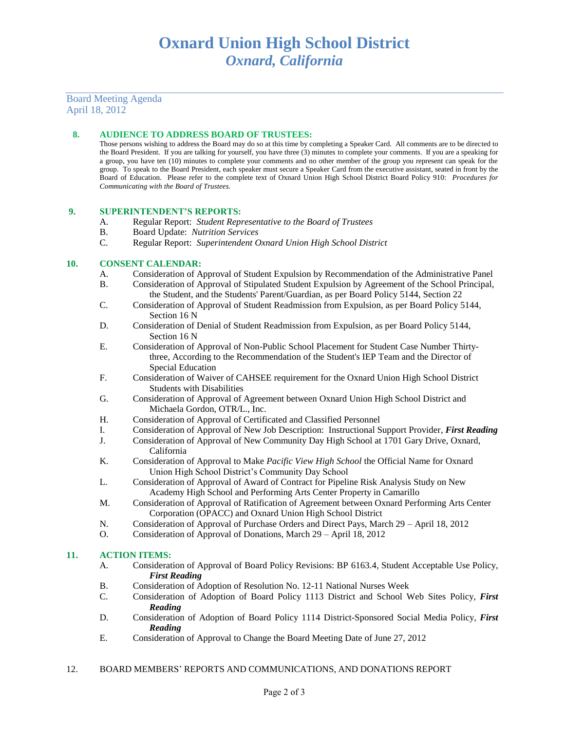# Oxnard Union High School District
## *Oxnard, California*

Board Meeting Agenda
April 18, 2012

**8. AUDIENCE TO ADDRESS BOARD OF TRUSTEES:**

Those persons wishing to address the Board may do so at this time by completing a Speaker Card. All comments are to be directed to the Board President. If you are talking for yourself, you have three (3) minutes to complete your comments. If you are a speaking for a group, you have ten (10) minutes to complete your comments and no other member of the group you represent can speak for the group. To speak to the Board President, each speaker must secure a Speaker Card from the executive assistant, seated in front by the Board of Education. Please refer to the complete text of Oxnard Union High School District Board Policy 910: *Procedures for Communicating with the Board of Trustees.*

**9. SUPERINTENDENT'S REPORTS:**

A. Regular Report: *Student Representative to the Board of Trustees*
B. Board Update: *Nutrition Services*
C. Regular Report: *Superintendent Oxnard Union High School District*

**10. CONSENT CALENDAR:**

A. Consideration of Approval of Student Expulsion by Recommendation of the Administrative Panel
B. Consideration of Approval of Stipulated Student Expulsion by Agreement of the School Principal, the Student, and the Students' Parent/Guardian, as per Board Policy 5144, Section 22
C. Consideration of Approval of Student Readmission from Expulsion, as per Board Policy 5144, Section 16 N
D. Consideration of Denial of Student Readmission from Expulsion, as per Board Policy 5144, Section 16 N
E. Consideration of Approval of Non-Public School Placement for Student Case Number Thirty-three, According to the Recommendation of the Student's IEP Team and the Director of Special Education
F. Consideration of Waiver of CAHSEE requirement for the Oxnard Union High School District Students with Disabilities
G. Consideration of Approval of Agreement between Oxnard Union High School District and Michaela Gordon, OTR/L., Inc.
H. Consideration of Approval of Certificated and Classified Personnel
I. Consideration of Approval of New Job Description: Instructional Support Provider, ***First Reading***
J. Consideration of Approval of New Community Day High School at 1701 Gary Drive, Oxnard, California
K. Consideration of Approval to Make *Pacific View High School* the Official Name for Oxnard Union High School District's Community Day School
L. Consideration of Approval of Award of Contract for Pipeline Risk Analysis Study on New Academy High School and Performing Arts Center Property in Camarillo
M. Consideration of Approval of Ratification of Agreement between Oxnard Performing Arts Center Corporation (OPACC) and Oxnard Union High School District
N. Consideration of Approval of Purchase Orders and Direct Pays, March 29 – April 18, 2012
O. Consideration of Approval of Donations, March 29 – April 18, 2012

**11. ACTION ITEMS:**

A. Consideration of Approval of Board Policy Revisions: BP 6163.4, Student Acceptable Use Policy, ***First Reading***
B. Consideration of Adoption of Resolution No. 12-11 National Nurses Week
C. Consideration of Adoption of Board Policy 1113 District and School Web Sites Policy, ***First Reading***
D. Consideration of Adoption of Board Policy 1114 District-Sponsored Social Media Policy, ***First Reading***
E. Consideration of Approval to Change the Board Meeting Date of June 27, 2012

12. BOARD MEMBERS' REPORTS AND COMMUNICATIONS, AND DONATIONS REPORT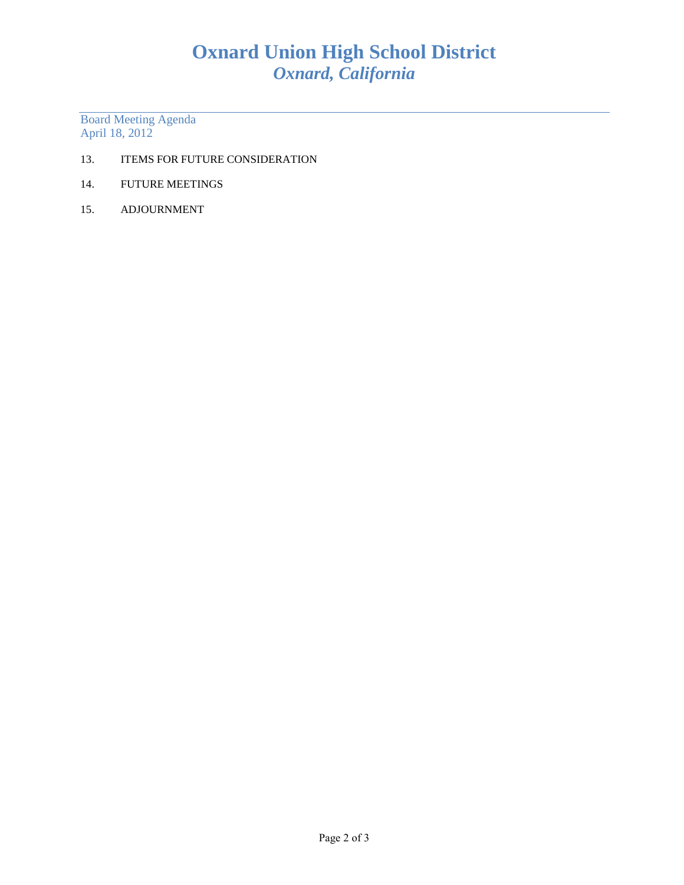13. ITEMS FOR FUTURE CONSIDERATION

14. FUTURE MEETINGS

15. ADJOURNMENT